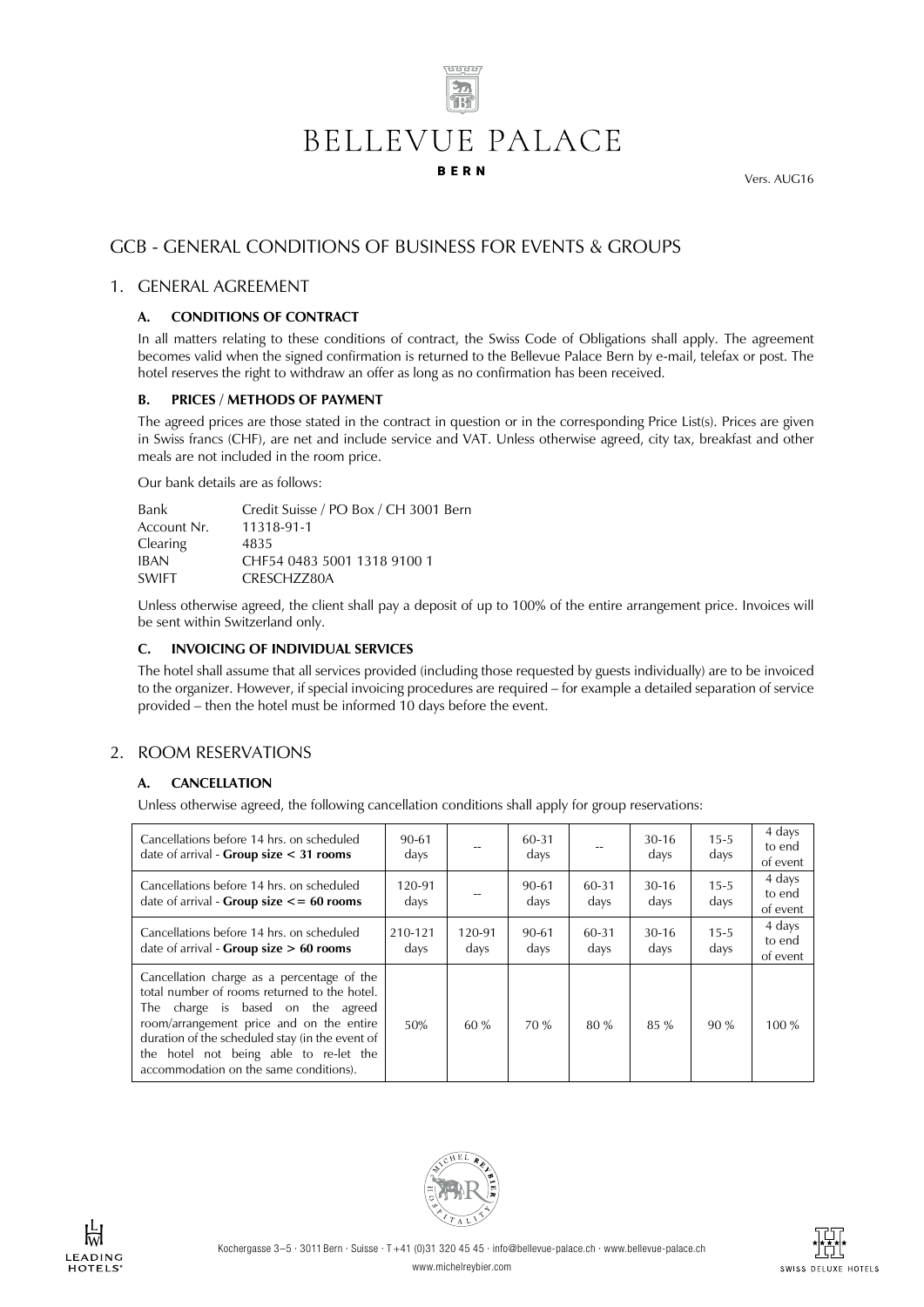# BELLEVUE PALACE

**BERN**

Vers. AUG16

## GCB - GENERAL CONDITIONS OF BUSINESS FOR EVENTS & GROUPS

## 1. GENERAL AGREEMENT

### A. CONDITIONS OF CONTRACT

In all matters relating to these conditions of contract, the Swiss Code of Obligations shall apply. The agreement becomes valid when the signed confirmation is returned to the Bellevue Palace Bern by e-mail, telefax or post. The hotel reserves the right to withdraw an offer as long as no confirmation has been received.

### B. PRICES / METHODS OF PAYMENT

The agreed prices are those stated in the contract in question or in the corresponding Price List(s). Prices are given in Swiss francs (CHF), are net and include service and VAT. Unless otherwise agreed, city tax, breakfast and other meals are not included in the room price.

Our bank details are as follows:

| | |
|---|---|
| Bank | Credit Suisse / PO Box / CH 3001 Bern |
| Account Nr. | 11318-91-1 |
| Clearing | 4835 |
| IBAN | CHF54 0483 5001 1318 9100 1 |
| SWIFT | CRESCHZZ80A |

Unless otherwise agreed, the client shall pay a deposit of up to 100% of the entire arrangement price. Invoices will be sent within Switzerland only.

### C. INVOICING OF INDIVIDUAL SERVICES

The hotel shall assume that all services provided (including those requested by guests individually) are to be invoiced to the organizer. However, if special invoicing procedures are required – for example a detailed separation of service provided – then the hotel must be informed 10 days before the event.

## 2. ROOM RESERVATIONS

### A. CANCELLATION

Unless otherwise agreed, the following cancellation conditions shall apply for group reservations:

| | | | | | | | |
|---|---|---|---|---|---|---|---|
| Cancellations before 14 hrs. on scheduled date of arrival - **Group size < 31 rooms** | 90-61 days | -- | 60-31 days | -- | 30-16 days | 15-5 days | 4 days to end of event |
| Cancellations before 14 hrs. on scheduled date of arrival - **Group size <= 60 rooms** | 120-91 days | -- | 90-61 days | 60-31 days | 30-16 days | 15-5 days | 4 days to end of event |
| Cancellations before 14 hrs. on scheduled date of arrival - **Group size > 60 rooms** | 210-121 days | 120-91 days | 90-61 days | 60-31 days | 30-16 days | 15-5 days | 4 days to end of event |
| Cancellation charge as a percentage of the total number of rooms returned to the hotel. The charge is based on the agreed room/arrangement price and on the entire duration of the scheduled stay (in the event of the hotel not being able to re-let the accommodation on the same conditions). | 50% | 60 % | 70 % | 80 % | 85 % | 90 % | 100 % |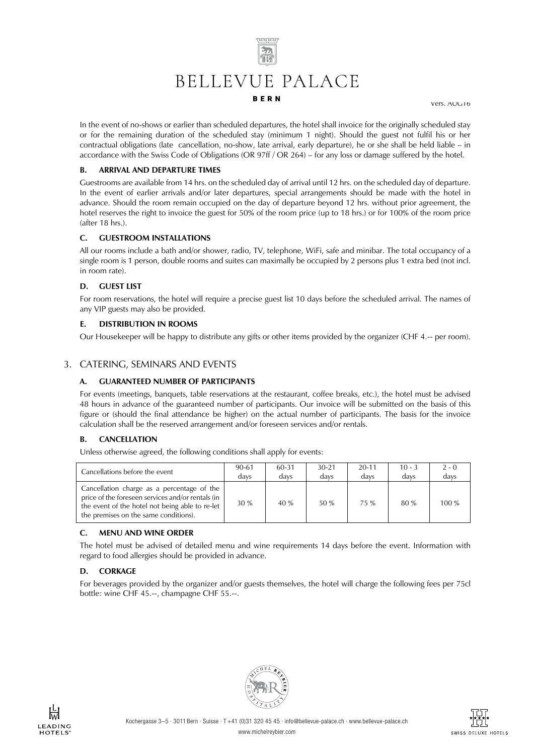In the event of no-shows or earlier than scheduled departures, the hotel shall invoice for the originally scheduled stay or for the remaining duration of the scheduled stay (minimum 1 night). Should the guest not fulfil his or her contractual obligations (late cancellation, no-show, late arrival, early departure), he or she shall be held liable – in accordance with the Swiss Code of Obligations (OR 97ff / OR 264) – for any loss or damage suffered by the hotel.

### B. ARRIVAL AND DEPARTURE TIMES

Guestrooms are available from 14 hrs. on the scheduled day of arrival until 12 hrs. on the scheduled day of departure. In the event of earlier arrivals and/or later departures, special arrangements should be made with the hotel in advance. Should the room remain occupied on the day of departure beyond 12 hrs. without prior agreement, the hotel reserves the right to invoice the guest for 50% of the room price (up to 18 hrs.) or for 100% of the room price (after 18 hrs.).

### C. GUESTROOM INSTALLATIONS

All our rooms include a bath and/or shower, radio, TV, telephone, WiFi, safe and minibar. The total occupancy of a single room is 1 person, double rooms and suites can maximally be occupied by 2 persons plus 1 extra bed (not incl. in room rate).

### D. GUEST LIST

For room reservations, the hotel will require a precise guest list 10 days before the scheduled arrival. The names of any VIP guests may also be provided.

### E. DISTRIBUTION IN ROOMS

Our Housekeeper will be happy to distribute any gifts or other items provided by the organizer (CHF 4.-- per room).

## 3. CATERING, SEMINARS AND EVENTS

### A. GUARANTEED NUMBER OF PARTICIPANTS

For events (meetings, banquets, table reservations at the restaurant, coffee breaks, etc.), the hotel must be advised 48 hours in advance of the guaranteed number of participants. Our invoice will be submitted on the basis of this figure or (should the final attendance be higher) on the actual number of participants. The basis for the invoice calculation shall be the reserved arrangement and/or foreseen services and/or rentals.

### B. CANCELLATION

Unless otherwise agreed, the following conditions shall apply for events:

| Cancellations before the event | 90-61 days | 60-31 days | 30-21 days | 20-11 days | 10 - 3 days | 2 - 0 days |
|---|---|---|---|---|---|---|
| Cancellation charge as a percentage of the price of the foreseen services and/or rentals (in the event of the hotel not being able to re-let the premises on the same conditions). | 30 % | 40 % | 50 % | 75 % | 80 % | 100 % |

### C. MENU AND WINE ORDER

The hotel must be advised of detailed menu and wine requirements 14 days before the event. Information with regard to food allergies should be provided in advance.

### D. CORKAGE

For beverages provided by the organizer and/or guests themselves, the hotel will charge the following fees per 75cl bottle: wine CHF 45.--, champagne CHF 55.--.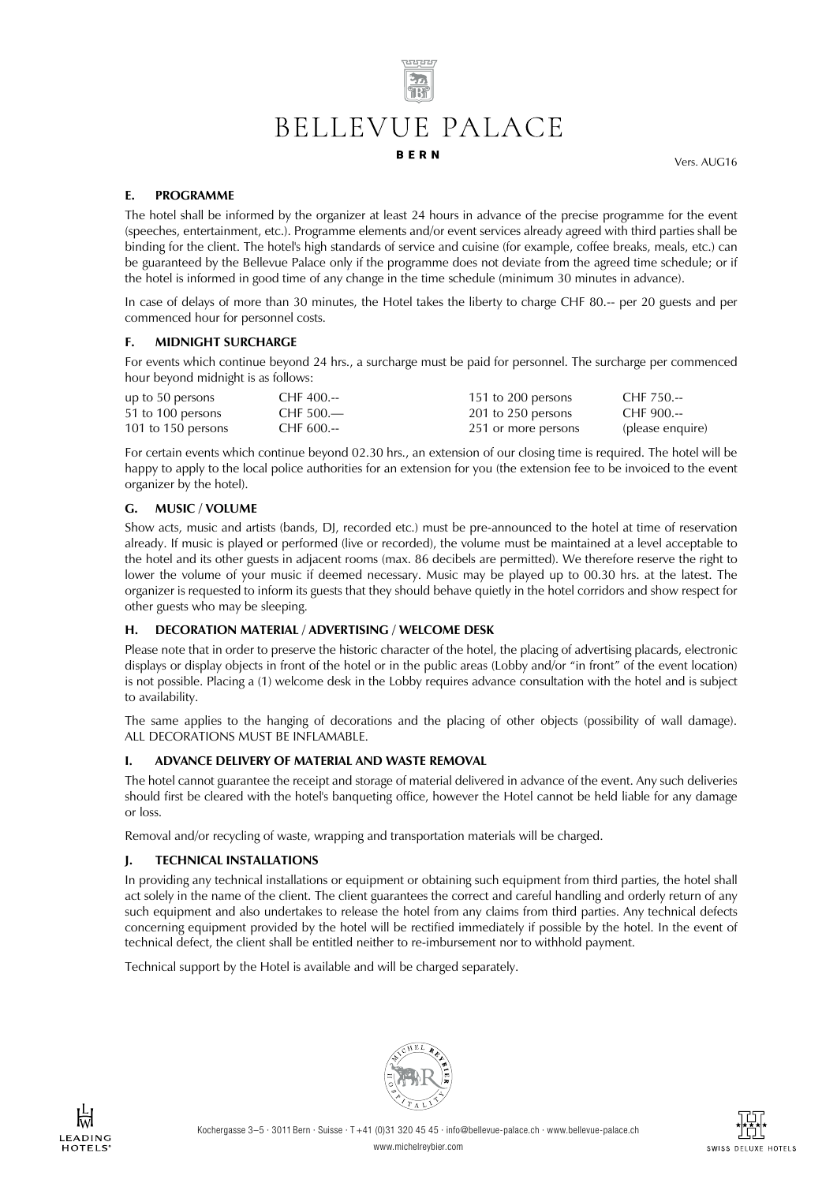## E. PROGRAMME

The hotel shall be informed by the organizer at least 24 hours in advance of the precise programme for the event (speeches, entertainment, etc.). Programme elements and/or event services already agreed with third parties shall be binding for the client. The hotel's high standards of service and cuisine (for example, coffee breaks, meals, etc.) can be guaranteed by the Bellevue Palace only if the programme does not deviate from the agreed time schedule; or if the hotel is informed in good time of any change in the time schedule (minimum 30 minutes in advance).

In case of delays of more than 30 minutes, the Hotel takes the liberty to charge CHF 80.-- per 20 guests and per commenced hour for personnel costs.

## F. MIDNIGHT SURCHARGE

For events which continue beyond 24 hrs., a surcharge must be paid for personnel. The surcharge per commenced hour beyond midnight is as follows:

| | | | |
|---|---|---|---|
| up to 50 persons | CHF 400.-- | 151 to 200 persons | CHF 750.-- |
| 51 to 100 persons | CHF 500.— | 201 to 250 persons | CHF 900.-- |
| 101 to 150 persons | CHF 600.-- | 251 or more persons | (please enquire) |

For certain events which continue beyond 02.30 hrs., an extension of our closing time is required. The hotel will be happy to apply to the local police authorities for an extension for you (the extension fee to be invoiced to the event organizer by the hotel).

## G. MUSIC / VOLUME

Show acts, music and artists (bands, DJ, recorded etc.) must be pre-announced to the hotel at time of reservation already. If music is played or performed (live or recorded), the volume must be maintained at a level acceptable to the hotel and its other guests in adjacent rooms (max. 86 decibels are permitted). We therefore reserve the right to lower the volume of your music if deemed necessary. Music may be played up to 00.30 hrs. at the latest. The organizer is requested to inform its guests that they should behave quietly in the hotel corridors and show respect for other guests who may be sleeping.

## H. DECORATION MATERIAL / ADVERTISING / WELCOME DESK

Please note that in order to preserve the historic character of the hotel, the placing of advertising placards, electronic displays or display objects in front of the hotel or in the public areas (Lobby and/or "in front" of the event location) is not possible. Placing a (1) welcome desk in the Lobby requires advance consultation with the hotel and is subject to availability.

The same applies to the hanging of decorations and the placing of other objects (possibility of wall damage). ALL DECORATIONS MUST BE INFLAMABLE.

## I. ADVANCE DELIVERY OF MATERIAL AND WASTE REMOVAL

The hotel cannot guarantee the receipt and storage of material delivered in advance of the event. Any such deliveries should first be cleared with the hotel's banqueting office, however the Hotel cannot be held liable for any damage or loss.

Removal and/or recycling of waste, wrapping and transportation materials will be charged.

## J. TECHNICAL INSTALLATIONS

In providing any technical installations or equipment or obtaining such equipment from third parties, the hotel shall act solely in the name of the client. The client guarantees the correct and careful handling and orderly return of any such equipment and also undertakes to release the hotel from any claims from third parties. Any technical defects concerning equipment provided by the hotel will be rectified immediately if possible by the hotel. In the event of technical defect, the client shall be entitled neither to re-imbursement nor to withhold payment.

Technical support by the Hotel is available and will be charged separately.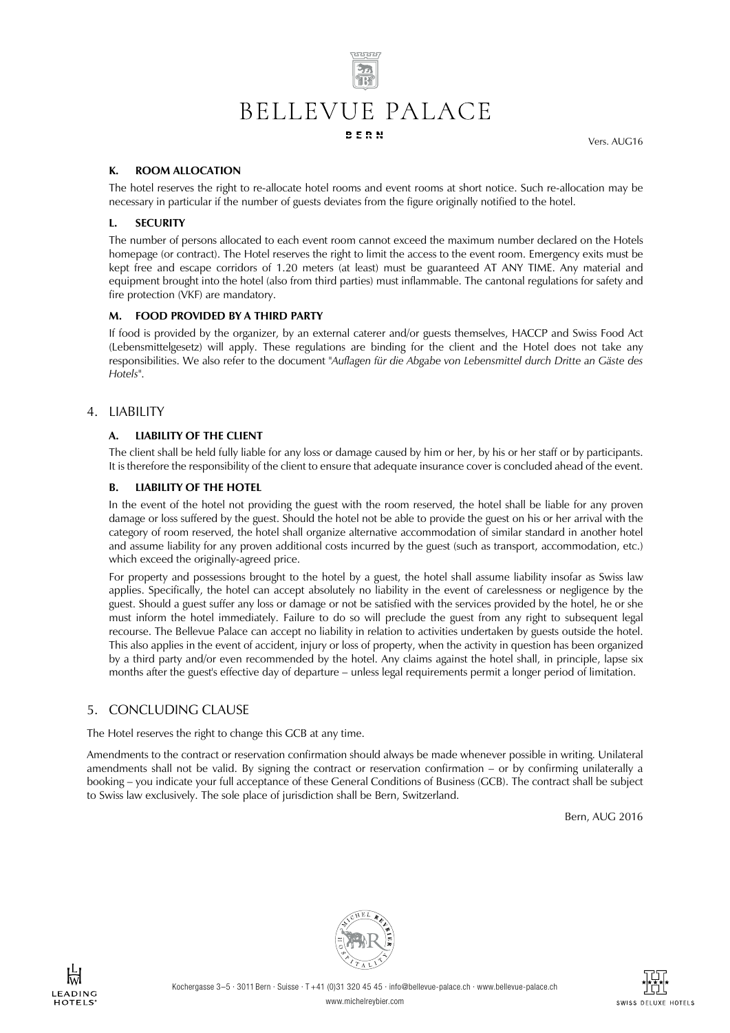### K. ROOM ALLOCATION

The hotel reserves the right to re-allocate hotel rooms and event rooms at short notice. Such re-allocation may be necessary in particular if the number of guests deviates from the figure originally notified to the hotel.

### L. SECURITY

The number of persons allocated to each event room cannot exceed the maximum number declared on the Hotels homepage (or contract). The Hotel reserves the right to limit the access to the event room. Emergency exits must be kept free and escape corridors of 1.20 meters (at least) must be guaranteed AT ANY TIME. Any material and equipment brought into the hotel (also from third parties) must inflammable. The cantonal regulations for safety and fire protection (VKF) are mandatory.

### M. FOOD PROVIDED BY A THIRD PARTY

If food is provided by the organizer, by an external caterer and/or guests themselves, HACCP and Swiss Food Act (Lebensmittelgesetz) will apply. These regulations are binding for the client and the Hotel does not take any responsibilities. We also refer to the document "*Auflagen für die Abgabe von Lebensmittel durch Dritte an Gäste des Hotels*".

## 4. LIABILITY

### A. LIABILITY OF THE CLIENT

The client shall be held fully liable for any loss or damage caused by him or her, by his or her staff or by participants. It is therefore the responsibility of the client to ensure that adequate insurance cover is concluded ahead of the event.

### B. LIABILITY OF THE HOTEL

In the event of the hotel not providing the guest with the room reserved, the hotel shall be liable for any proven damage or loss suffered by the guest. Should the hotel not be able to provide the guest on his or her arrival with the category of room reserved, the hotel shall organize alternative accommodation of similar standard in another hotel and assume liability for any proven additional costs incurred by the guest (such as transport, accommodation, etc.) which exceed the originally-agreed price.

For property and possessions brought to the hotel by a guest, the hotel shall assume liability insofar as Swiss law applies. Specifically, the hotel can accept absolutely no liability in the event of carelessness or negligence by the guest. Should a guest suffer any loss or damage or not be satisfied with the services provided by the hotel, he or she must inform the hotel immediately. Failure to do so will preclude the guest from any right to subsequent legal recourse. The Bellevue Palace can accept no liability in relation to activities undertaken by guests outside the hotel. This also applies in the event of accident, injury or loss of property, when the activity in question has been organized by a third party and/or even recommended by the hotel. Any claims against the hotel shall, in principle, lapse six months after the guest's effective day of departure – unless legal requirements permit a longer period of limitation.

## 5. CONCLUDING CLAUSE

The Hotel reserves the right to change this GCB at any time.

Amendments to the contract or reservation confirmation should always be made whenever possible in writing. Unilateral amendments shall not be valid. By signing the contract or reservation confirmation – or by confirming unilaterally a booking – you indicate your full acceptance of these General Conditions of Business (GCB). The contract shall be subject to Swiss law exclusively. The sole place of jurisdiction shall be Bern, Switzerland.

Bern, AUG 2016